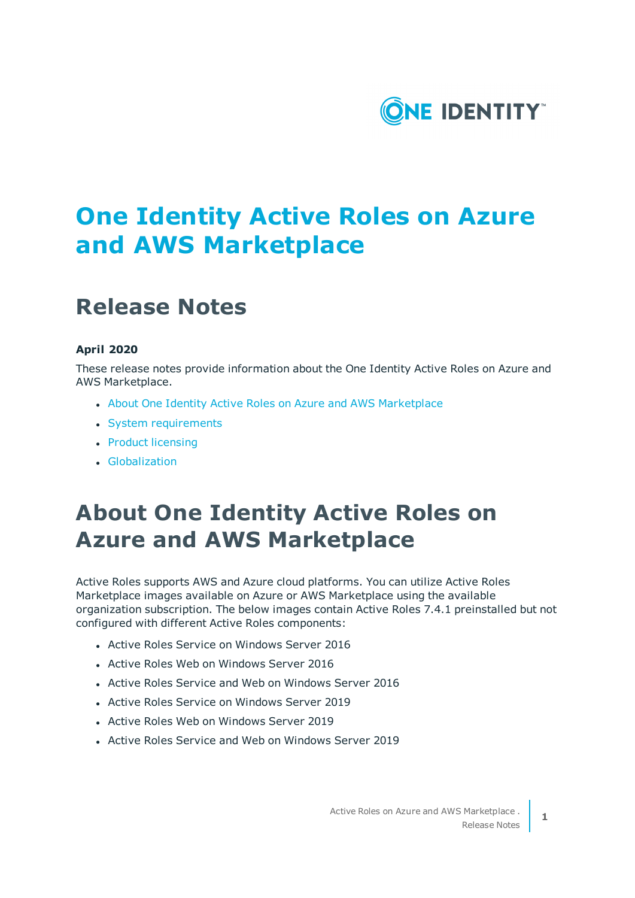# One Identity Active Roles on Azure and AWS Marketplace

## Release Notes

**April 2020**

These release notes provide information about the One Identity Active Roles on Azure and AWS Marketplace.

- About One Identity Active Roles on Azure and AWS Marketplace
- System requirements
- Product licensing
- Globalization

# About One Identity Active Roles on Azure and AWS Marketplace

Active Roles supports AWS and Azure cloud platforms. You can utilize Active Roles Marketplace images available on Azure or AWS Marketplace using the available organization subscription. The below images contain Active Roles 7.4.1 preinstalled but not configured with different Active Roles components:

- Active Roles Service on Windows Server 2016
- Active Roles Web on Windows Server 2016
- Active Roles Service and Web on Windows Server 2016
- Active Roles Service on Windows Server 2019
- Active Roles Web on Windows Server 2019
- Active Roles Service and Web on Windows Server 2019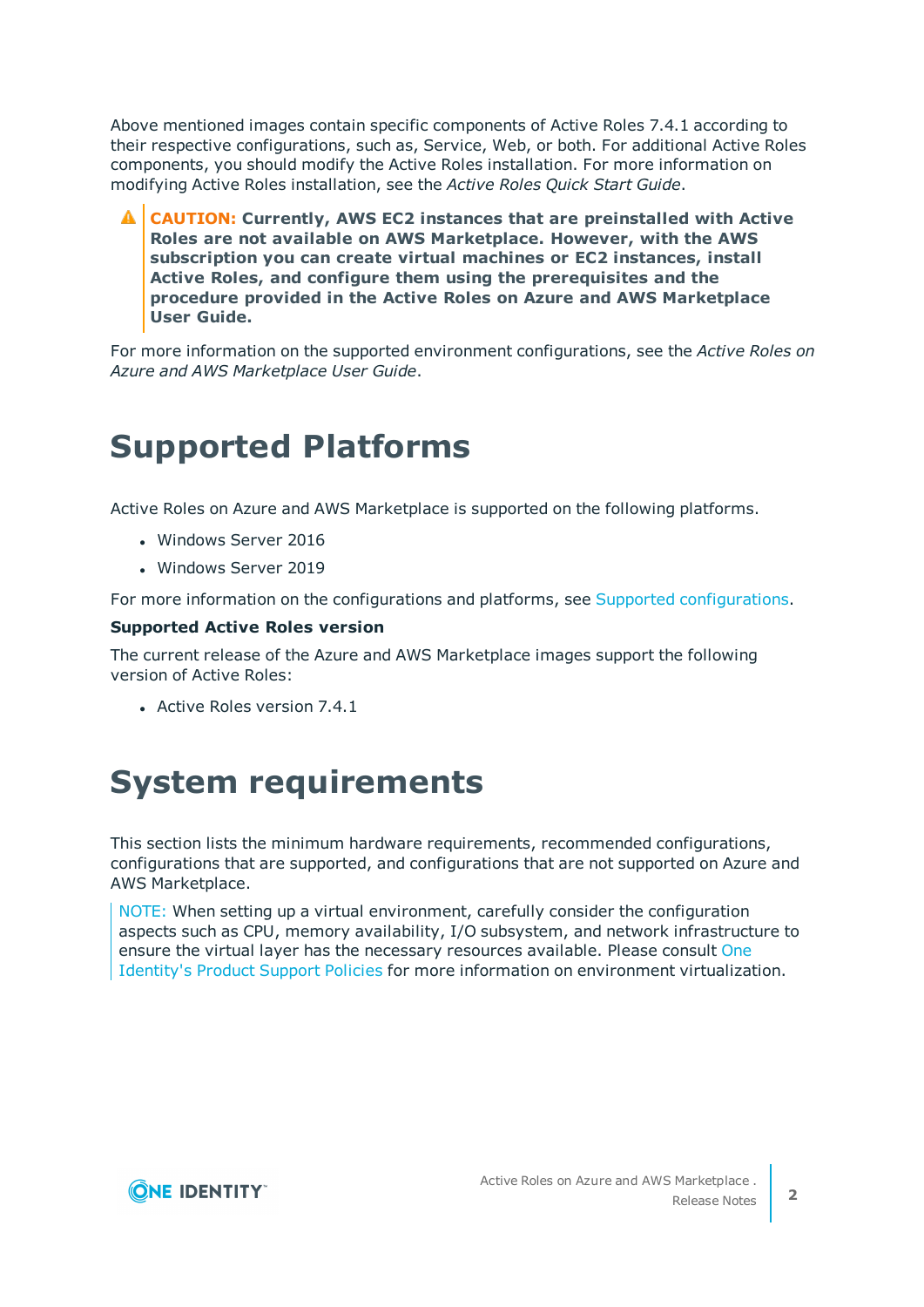Above mentioned images contain specific components of Active Roles 7.4.1 according to their respective configurations, such as, Service, Web, or both. For additional Active Roles components, you should modify the Active Roles installation. For more information on modifying Active Roles installation, see the *Active Roles Quick Start Guide*.

> **CAUTION: Currently, AWS EC2 instances that are preinstalled with Active Roles are not available on AWS Marketplace. However, with the AWS subscription you can create virtual machines or EC2 instances, install Active Roles, and configure them using the prerequisites and the procedure provided in the Active Roles on Azure and AWS Marketplace User Guide.**

For more information on the supported environment configurations, see the *Active Roles on Azure and AWS Marketplace User Guide*.

# Supported Platforms

Active Roles on Azure and AWS Marketplace is supported on the following platforms.

- Windows Server 2016
- Windows Server 2019

For more information on the configurations and platforms, see Supported configurations.

**Supported Active Roles version**

The current release of the Azure and AWS Marketplace images support the following version of Active Roles:

- Active Roles version 7.4.1

# System requirements

This section lists the minimum hardware requirements, recommended configurations, configurations that are supported, and configurations that are not supported on Azure and AWS Marketplace.

> NOTE: When setting up a virtual environment, carefully consider the configuration aspects such as CPU, memory availability, I/O subsystem, and network infrastructure to ensure the virtual layer has the necessary resources available. Please consult One Identity's Product Support Policies for more information on environment virtualization.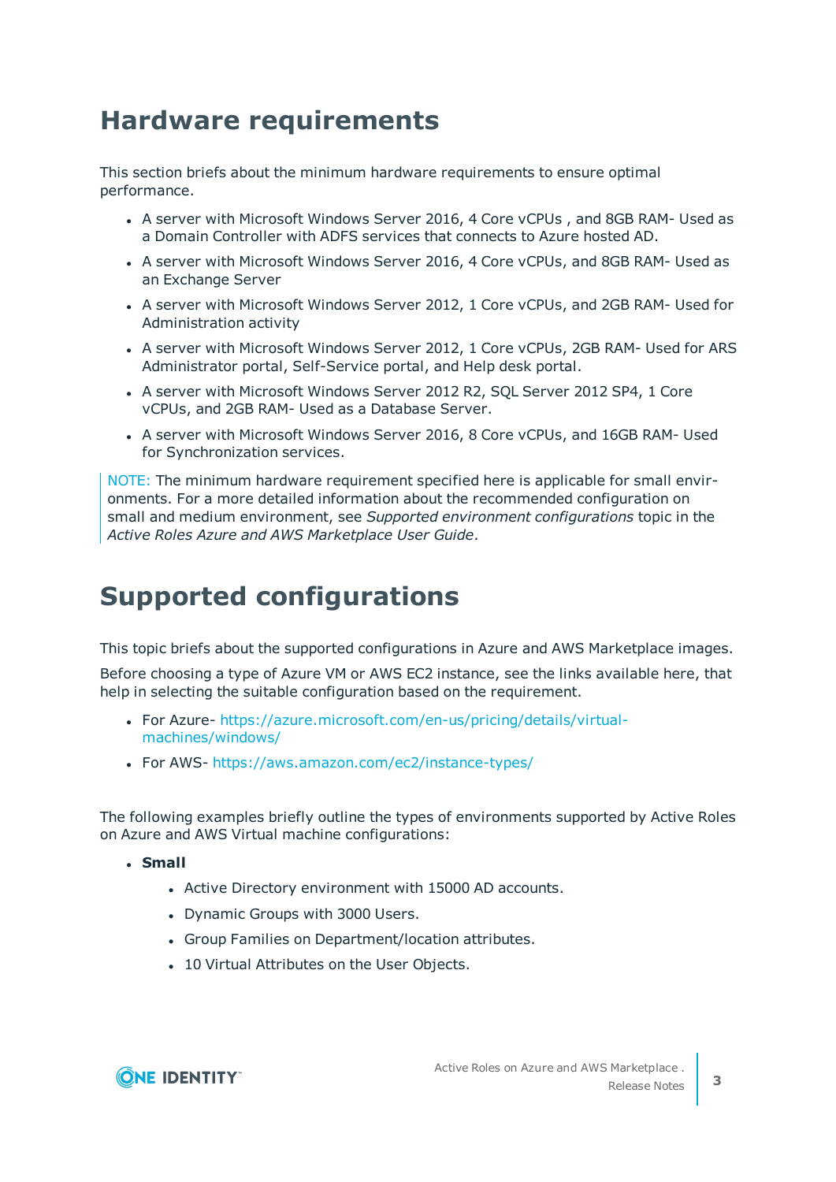# Hardware requirements

This section briefs about the minimum hardware requirements to ensure optimal performance.

- A server with Microsoft Windows Server 2016, 4 Core vCPUs , and 8GB RAM- Used as a Domain Controller with ADFS services that connects to Azure hosted AD.
- A server with Microsoft Windows Server 2016, 4 Core vCPUs, and 8GB RAM- Used as an Exchange Server
- A server with Microsoft Windows Server 2012, 1 Core vCPUs, and 2GB RAM- Used for Administration activity
- A server with Microsoft Windows Server 2012, 1 Core vCPUs, 2GB RAM- Used for ARS Administrator portal, Self-Service portal, and Help desk portal.
- A server with Microsoft Windows Server 2012 R2, SQL Server 2012 SP4, 1 Core vCPUs, and 2GB RAM- Used as a Database Server.
- A server with Microsoft Windows Server 2016, 8 Core vCPUs, and 16GB RAM- Used for Synchronization services.

NOTE: The minimum hardware requirement specified here is applicable for small environments. For a more detailed information about the recommended configuration on small and medium environment, see *Supported environment configurations* topic in the *Active Roles Azure and AWS Marketplace User Guide*.

# Supported configurations

This topic briefs about the supported configurations in Azure and AWS Marketplace images.

Before choosing a type of Azure VM or AWS EC2 instance, see the links available here, that help in selecting the suitable configuration based on the requirement.

- For Azure- https://azure.microsoft.com/en-us/pricing/details/virtual-machines/windows/
- For AWS- https://aws.amazon.com/ec2/instance-types/

The following examples briefly outline the types of environments supported by Active Roles on Azure and AWS Virtual machine configurations:

- **Small**
  - Active Directory environment with 15000 AD accounts.
  - Dynamic Groups with 3000 Users.
  - Group Families on Department/location attributes.
  - 10 Virtual Attributes on the User Objects.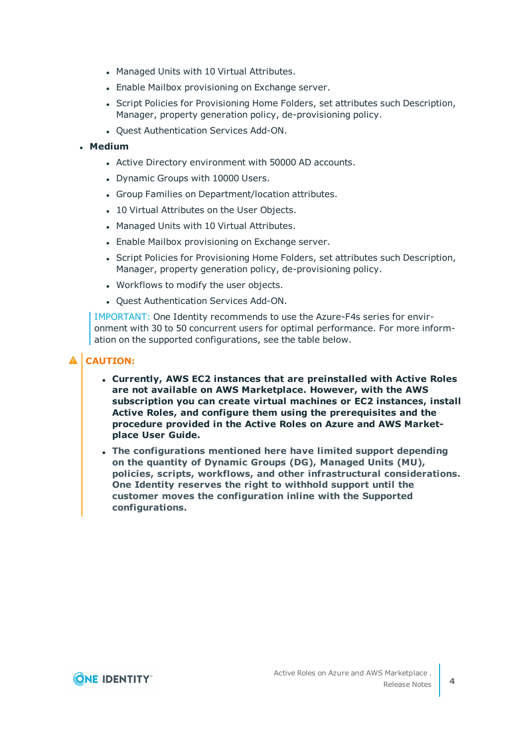- Managed Units with 10 Virtual Attributes.
  - Enable Mailbox provisioning on Exchange server.
  - Script Policies for Provisioning Home Folders, set attributes such Description, Manager, property generation policy, de-provisioning policy.
  - Quest Authentication Services Add-ON.
- **Medium**
  - Active Directory environment with 50000 AD accounts.
  - Dynamic Groups with 10000 Users.
  - Group Families on Department/location attributes.
  - 10 Virtual Attributes on the User Objects.
  - Managed Units with 10 Virtual Attributes.
  - Enable Mailbox provisioning on Exchange server.
  - Script Policies for Provisioning Home Folders, set attributes such Description, Manager, property generation policy, de-provisioning policy.
  - Workflows to modify the user objects.
  - Quest Authentication Services Add-ON.

IMPORTANT: One Identity recommends to use the Azure-F4s series for environment with 30 to 50 concurrent users for optimal performance. For more information on the supported configurations, see the table below.

**CAUTION:**

- **Currently, AWS EC2 instances that are preinstalled with Active Roles are not available on AWS Marketplace. However, with the AWS subscription you can create virtual machines or EC2 instances, install Active Roles, and configure them using the prerequisites and the procedure provided in the Active Roles on Azure and AWS Marketplace User Guide.**
- **The configurations mentioned here have limited support depending on the quantity of Dynamic Groups (DG), Managed Units (MU), policies, scripts, workflows, and other infrastructural considerations. One Identity reserves the right to withhold support until the customer moves the configuration inline with the Supported configurations.**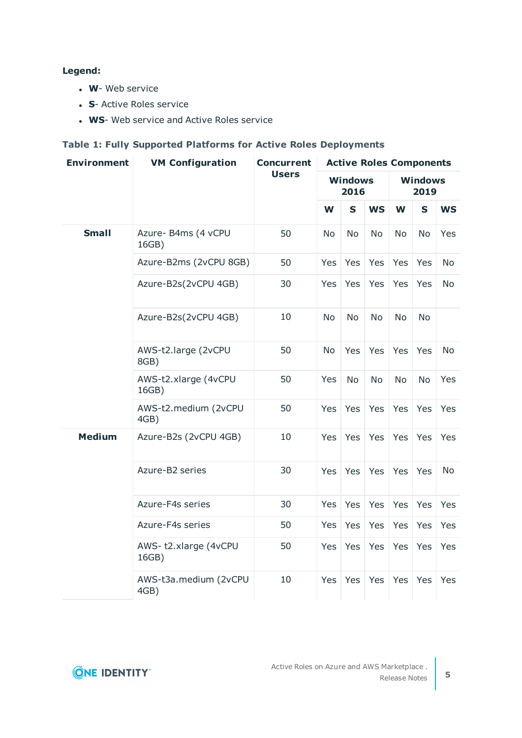**Legend:**

- **W**- Web service
- **S**- Active Roles service
- **WS**- Web service and Active Roles service

**Table 1: Fully Supported Platforms for Active Roles Deployments**

| Environment | VM Configuration | Concurrent Users | Active Roles Components | | | | | |
|---|---|---|---|---|---|---|---|---|
| | | | Windows 2016 | | | Windows 2019 | | |
| | | | W | S | WS | W | S | WS |
| **Small** | Azure- B4ms (4 vCPU 16GB) | 50 | No | No | No | No | No | Yes |
| | Azure-B2ms (2vCPU 8GB) | 50 | Yes | Yes | Yes | Yes | Yes | No |
| | Azure-B2s(2vCPU 4GB) | 30 | Yes | Yes | Yes | Yes | Yes | No |
| | Azure-B2s(2vCPU 4GB) | 10 | No | No | No | No | No | |
| | AWS-t2.large (2vCPU 8GB) | 50 | No | Yes | Yes | Yes | Yes | No |
| | AWS-t2.xlarge (4vCPU 16GB) | 50 | Yes | No | No | No | No | Yes |
| | AWS-t2.medium (2vCPU 4GB) | 50 | Yes | Yes | Yes | Yes | Yes | Yes |
| **Medium** | Azure-B2s (2vCPU 4GB) | 10 | Yes | Yes | Yes | Yes | Yes | Yes |
| | Azure-B2 series | 30 | Yes | Yes | Yes | Yes | Yes | No |
| | Azure-F4s series | 30 | Yes | Yes | Yes | Yes | Yes | Yes |
| | Azure-F4s series | 50 | Yes | Yes | Yes | Yes | Yes | Yes |
| | AWS- t2.xlarge (4vCPU 16GB) | 50 | Yes | Yes | Yes | Yes | Yes | Yes |
| | AWS-t3a.medium (2vCPU 4GB) | 10 | Yes | Yes | Yes | Yes | Yes | Yes |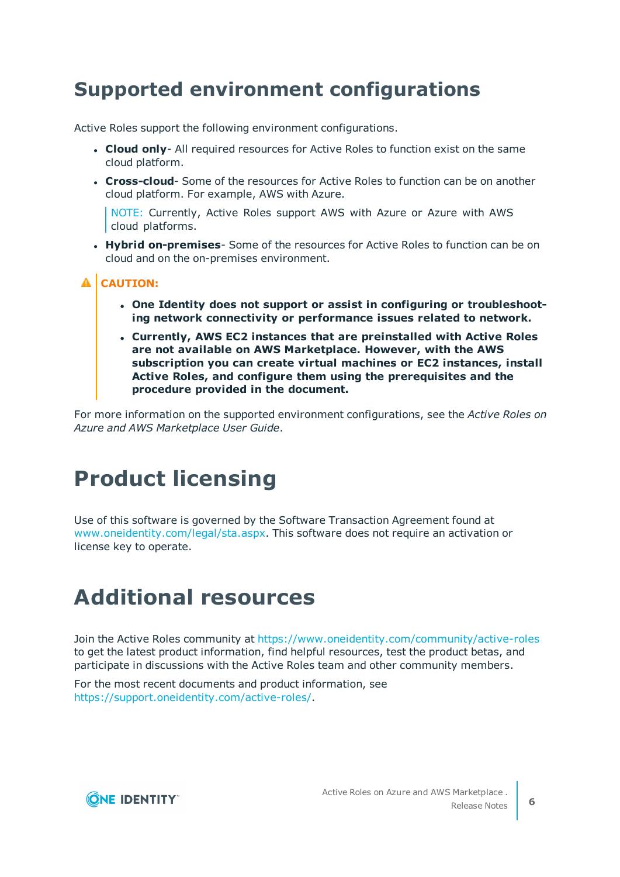# Supported environment configurations

Active Roles support the following environment configurations.

- **Cloud only**- All required resources for Active Roles to function exist on the same cloud platform.
- **Cross-cloud**- Some of the resources for Active Roles to function can be on another cloud platform. For example, AWS with Azure.

  NOTE: Currently, Active Roles support AWS with Azure or Azure with AWS cloud platforms.
- **Hybrid on-premises**- Some of the resources for Active Roles to function can be on cloud and on the on-premises environment.

**CAUTION:**

- **One Identity does not support or assist in configuring or troubleshooting network connectivity or performance issues related to network.**
- **Currently, AWS EC2 instances that are preinstalled with Active Roles are not available on AWS Marketplace. However, with the AWS subscription you can create virtual machines or EC2 instances, install Active Roles, and configure them using the prerequisites and the procedure provided in the document.**

For more information on the supported environment configurations, see the *Active Roles on Azure and AWS Marketplace User Guide*.

# Product licensing

Use of this software is governed by the Software Transaction Agreement found at www.oneidentity.com/legal/sta.aspx. This software does not require an activation or license key to operate.

# Additional resources

Join the Active Roles community at https://www.oneidentity.com/community/active-roles to get the latest product information, find helpful resources, test the product betas, and participate in discussions with the Active Roles team and other community members.

For the most recent documents and product information, see https://support.oneidentity.com/active-roles/.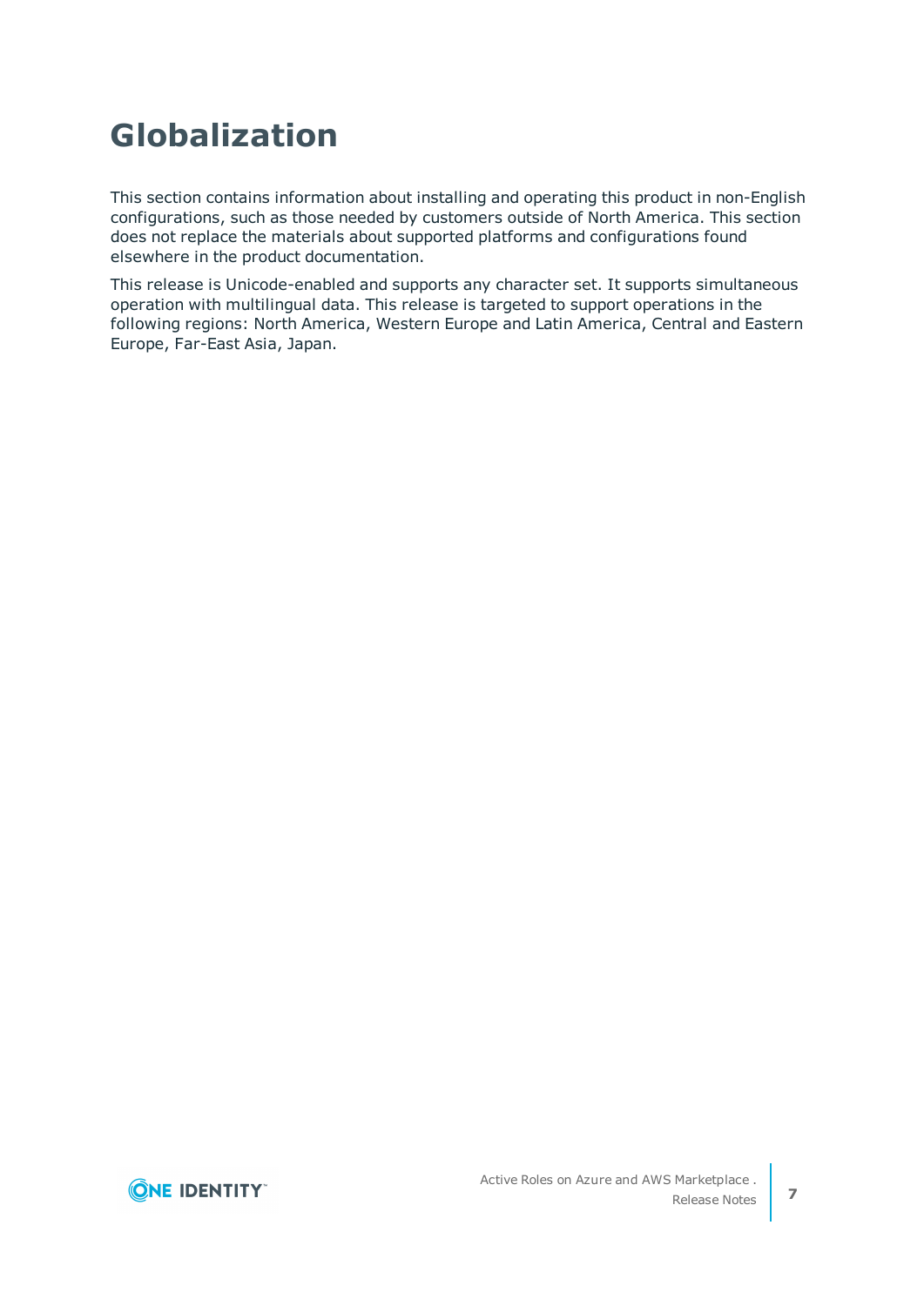# Globalization

This section contains information about installing and operating this product in non-English configurations, such as those needed by customers outside of North America. This section does not replace the materials about supported platforms and configurations found elsewhere in the product documentation.

This release is Unicode-enabled and supports any character set. It supports simultaneous operation with multilingual data. This release is targeted to support operations in the following regions: North America, Western Europe and Latin America, Central and Eastern Europe, Far-East Asia, Japan.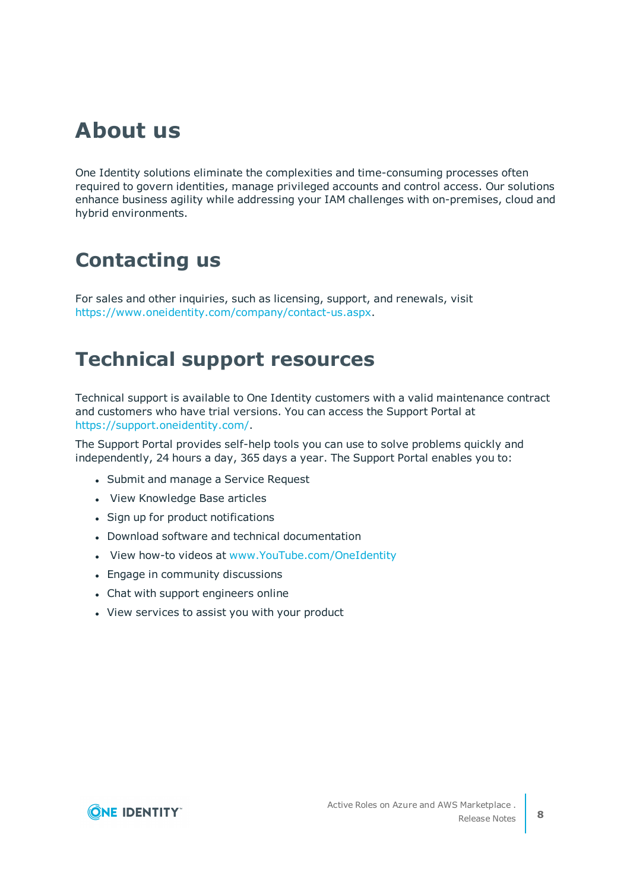# About us

One Identity solutions eliminate the complexities and time-consuming processes often required to govern identities, manage privileged accounts and control access. Our solutions enhance business agility while addressing your IAM challenges with on-premises, cloud and hybrid environments.

# Contacting us

For sales and other inquiries, such as licensing, support, and renewals, visit https://www.oneidentity.com/company/contact-us.aspx.

# Technical support resources

Technical support is available to One Identity customers with a valid maintenance contract and customers who have trial versions. You can access the Support Portal at https://support.oneidentity.com/.

The Support Portal provides self-help tools you can use to solve problems quickly and independently, 24 hours a day, 365 days a year. The Support Portal enables you to:

- Submit and manage a Service Request
- View Knowledge Base articles
- Sign up for product notifications
- Download software and technical documentation
- View how-to videos at www.YouTube.com/OneIdentity
- Engage in community discussions
- Chat with support engineers online
- View services to assist you with your product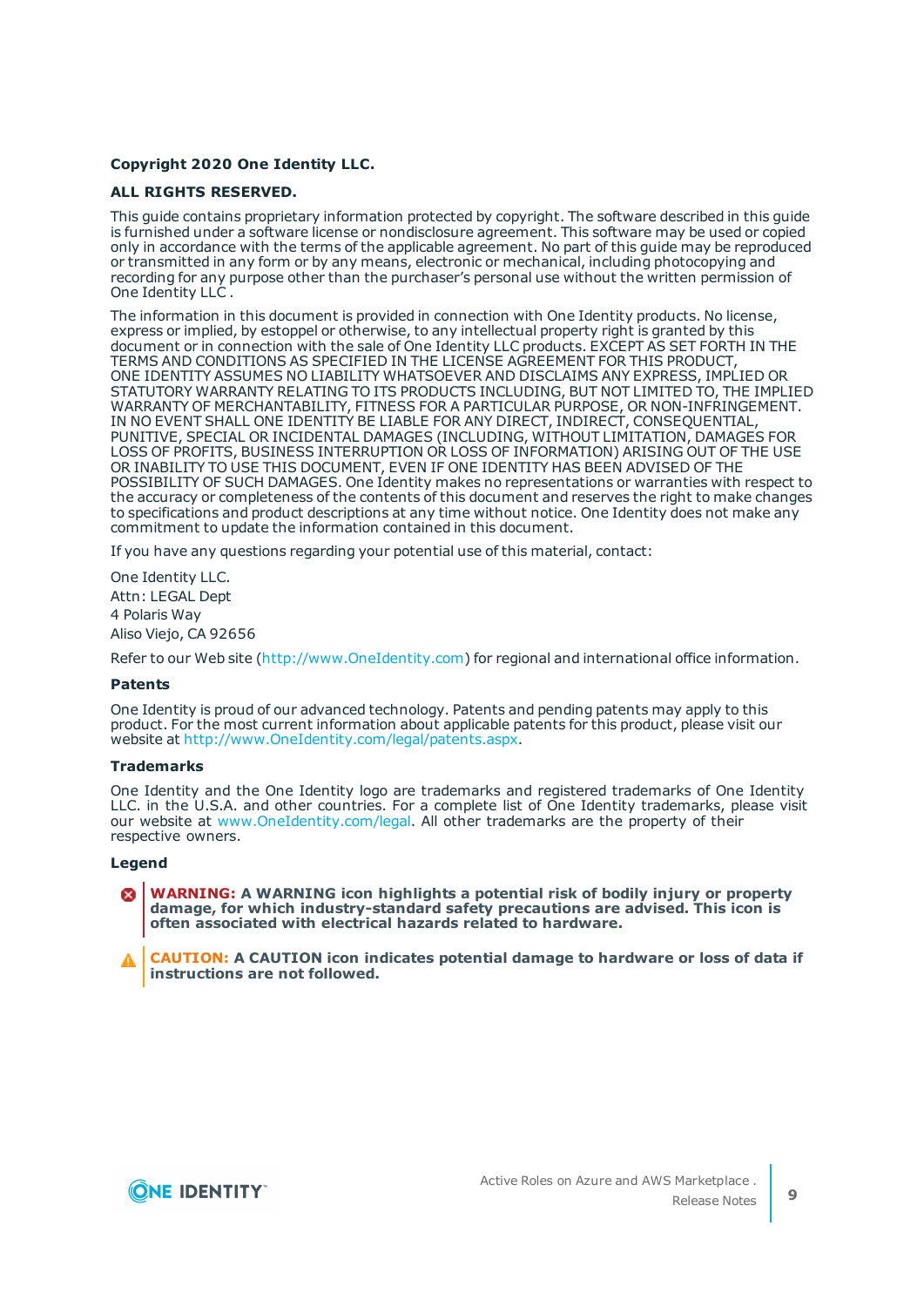**Copyright 2020 One Identity LLC.**

**ALL RIGHTS RESERVED.**

This guide contains proprietary information protected by copyright. The software described in this guide is furnished under a software license or nondisclosure agreement. This software may be used or copied only in accordance with the terms of the applicable agreement. No part of this guide may be reproduced or transmitted in any form or by any means, electronic or mechanical, including photocopying and recording for any purpose other than the purchaser's personal use without the written permission of One Identity LLC .

The information in this document is provided in connection with One Identity products. No license, express or implied, by estoppel or otherwise, to any intellectual property right is granted by this document or in connection with the sale of One Identity LLC products. EXCEPT AS SET FORTH IN THE TERMS AND CONDITIONS AS SPECIFIED IN THE LICENSE AGREEMENT FOR THIS PRODUCT, ONE IDENTITY ASSUMES NO LIABILITY WHATSOEVER AND DISCLAIMS ANY EXPRESS, IMPLIED OR STATUTORY WARRANTY RELATING TO ITS PRODUCTS INCLUDING, BUT NOT LIMITED TO, THE IMPLIED WARRANTY OF MERCHANTABILITY, FITNESS FOR A PARTICULAR PURPOSE, OR NON-INFRINGEMENT. IN NO EVENT SHALL ONE IDENTITY BE LIABLE FOR ANY DIRECT, INDIRECT, CONSEQUENTIAL, PUNITIVE, SPECIAL OR INCIDENTAL DAMAGES (INCLUDING, WITHOUT LIMITATION, DAMAGES FOR LOSS OF PROFITS, BUSINESS INTERRUPTION OR LOSS OF INFORMATION) ARISING OUT OF THE USE OR INABILITY TO USE THIS DOCUMENT, EVEN IF ONE IDENTITY HAS BEEN ADVISED OF THE POSSIBILITY OF SUCH DAMAGES. One Identity makes no representations or warranties with respect to the accuracy or completeness of the contents of this document and reserves the right to make changes to specifications and product descriptions at any time without notice. One Identity does not make any commitment to update the information contained in this document.

If you have any questions regarding your potential use of this material, contact:

One Identity LLC.
Attn: LEGAL Dept
4 Polaris Way
Aliso Viejo, CA 92656

Refer to our Web site (http://www.OneIdentity.com) for regional and international office information.

### Patents

One Identity is proud of our advanced technology. Patents and pending patents may apply to this product. For the most current information about applicable patents for this product, please visit our website at http://www.OneIdentity.com/legal/patents.aspx.

### Trademarks

One Identity and the One Identity logo are trademarks and registered trademarks of One Identity LLC. in the U.S.A. and other countries. For a complete list of One Identity trademarks, please visit our website at www.OneIdentity.com/legal. All other trademarks are the property of their respective owners.

### Legend

**WARNING: A WARNING icon highlights a potential risk of bodily injury or property damage, for which industry-standard safety precautions are advised. This icon is often associated with electrical hazards related to hardware.**

**CAUTION: A CAUTION icon indicates potential damage to hardware or loss of data if instructions are not followed.**